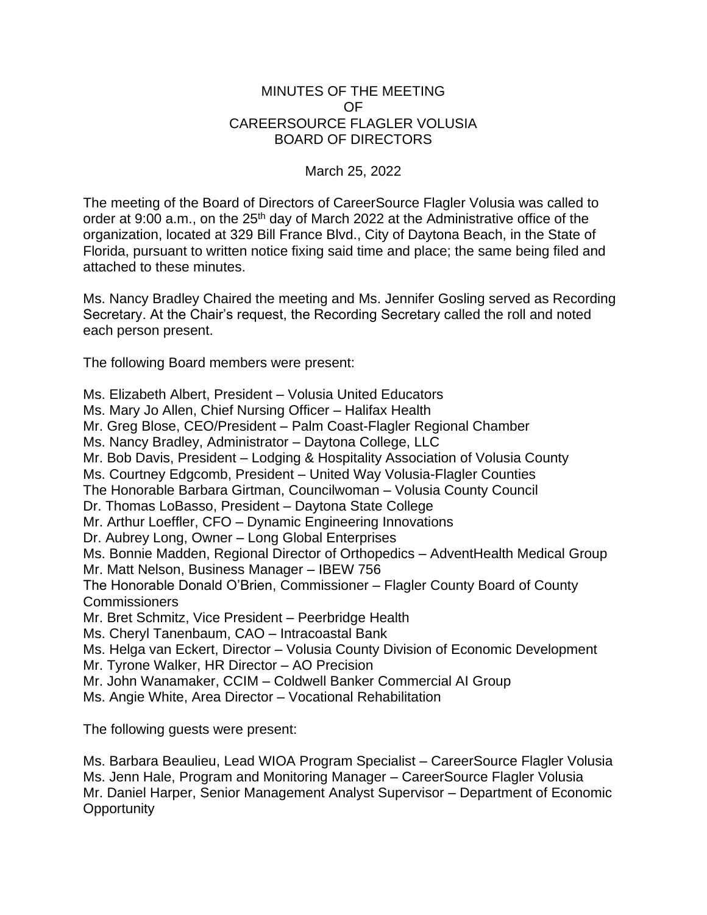# MINUTES OF THE MEETING OF CAREERSOURCE FLAGLER VOLUSIA BOARD OF DIRECTORS

March 25, 2022

The meeting of the Board of Directors of CareerSource Flagler Volusia was called to order at 9:00 a.m., on the 25th day of March 2022 at the Administrative office of the organization, located at 329 Bill France Blvd., City of Daytona Beach, in the State of Florida, pursuant to written notice fixing said time and place; the same being filed and attached to these minutes.

Ms. Nancy Bradley Chaired the meeting and Ms. Jennifer Gosling served as Recording Secretary. At the Chair's request, the Recording Secretary called the roll and noted each person present.

The following Board members were present:

Ms. Elizabeth Albert, President – Volusia United Educators
Ms. Mary Jo Allen, Chief Nursing Officer – Halifax Health
Mr. Greg Blose, CEO/President – Palm Coast-Flagler Regional Chamber
Ms. Nancy Bradley, Administrator – Daytona College, LLC
Mr. Bob Davis, President – Lodging & Hospitality Association of Volusia County
Ms. Courtney Edgcomb, President – United Way Volusia-Flagler Counties
The Honorable Barbara Girtman, Councilwoman – Volusia County Council
Dr. Thomas LoBasso, President – Daytona State College
Mr. Arthur Loeffler, CFO – Dynamic Engineering Innovations
Dr. Aubrey Long, Owner – Long Global Enterprises
Ms. Bonnie Madden, Regional Director of Orthopedics – AdventHealth Medical Group
Mr. Matt Nelson, Business Manager – IBEW 756
The Honorable Donald O'Brien, Commissioner – Flagler County Board of County Commissioners
Mr. Bret Schmitz, Vice President – Peerbridge Health
Ms. Cheryl Tanenbaum, CAO – Intracoastal Bank
Ms. Helga van Eckert, Director – Volusia County Division of Economic Development
Mr. Tyrone Walker, HR Director – AO Precision
Mr. John Wanamaker, CCIM – Coldwell Banker Commercial AI Group
Ms. Angie White, Area Director – Vocational Rehabilitation

The following guests were present:

Ms. Barbara Beaulieu, Lead WIOA Program Specialist – CareerSource Flagler Volusia
Ms. Jenn Hale, Program and Monitoring Manager – CareerSource Flagler Volusia
Mr. Daniel Harper, Senior Management Analyst Supervisor – Department of Economic Opportunity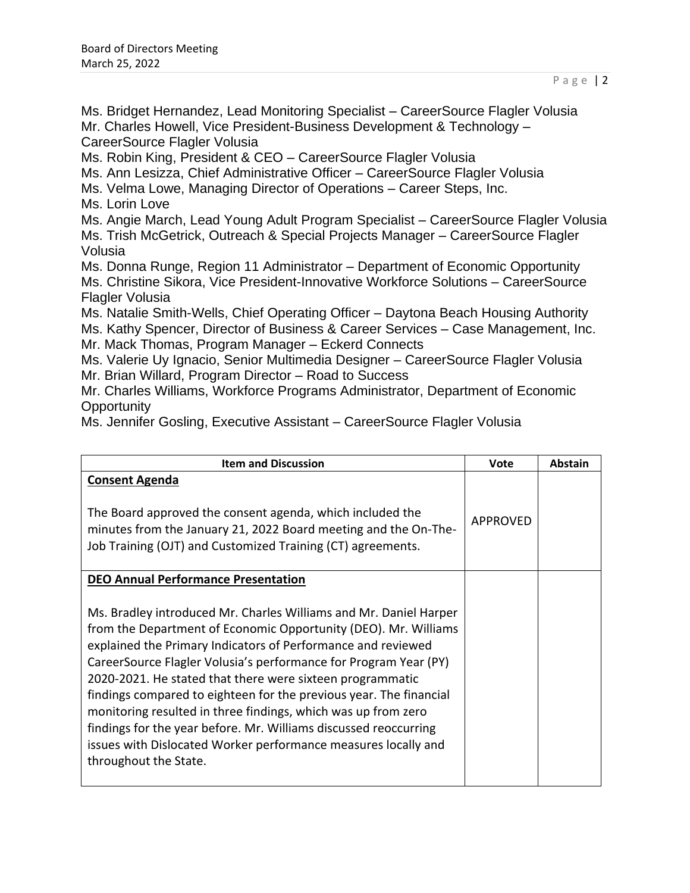Ms. Bridget Hernandez, Lead Monitoring Specialist – CareerSource Flagler Volusia
Mr. Charles Howell, Vice President-Business Development & Technology – CareerSource Flagler Volusia
Ms. Robin King, President & CEO – CareerSource Flagler Volusia
Ms. Ann Lesizza, Chief Administrative Officer – CareerSource Flagler Volusia
Ms. Velma Lowe, Managing Director of Operations – Career Steps, Inc.
Ms. Lorin Love
Ms. Angie March, Lead Young Adult Program Specialist – CareerSource Flagler Volusia
Ms. Trish McGetrick, Outreach & Special Projects Manager – CareerSource Flagler Volusia
Ms. Donna Runge, Region 11 Administrator – Department of Economic Opportunity
Ms. Christine Sikora, Vice President-Innovative Workforce Solutions – CareerSource Flagler Volusia
Ms. Natalie Smith-Wells, Chief Operating Officer – Daytona Beach Housing Authority
Ms. Kathy Spencer, Director of Business & Career Services – Case Management, Inc.
Mr. Mack Thomas, Program Manager – Eckerd Connects
Ms. Valerie Uy Ignacio, Senior Multimedia Designer – CareerSource Flagler Volusia
Mr. Brian Willard, Program Director – Road to Success
Mr. Charles Williams, Workforce Programs Administrator, Department of Economic Opportunity
Ms. Jennifer Gosling, Executive Assistant – CareerSource Flagler Volusia

| Item and Discussion | Vote | Abstain |
|---|---|---|
| **Consent Agenda**<br><br>The Board approved the consent agenda, which included the minutes from the January 21, 2022 Board meeting and the On-The-Job Training (OJT) and Customized Training (CT) agreements. | APPROVED | |
| **DEO Annual Performance Presentation**<br><br>Ms. Bradley introduced Mr. Charles Williams and Mr. Daniel Harper from the Department of Economic Opportunity (DEO). Mr. Williams explained the Primary Indicators of Performance and reviewed CareerSource Flagler Volusia's performance for Program Year (PY) 2020-2021. He stated that there were sixteen programmatic findings compared to eighteen for the previous year. The financial monitoring resulted in three findings, which was up from zero findings for the year before. Mr. Williams discussed reoccurring issues with Dislocated Worker performance measures locally and throughout the State. | | |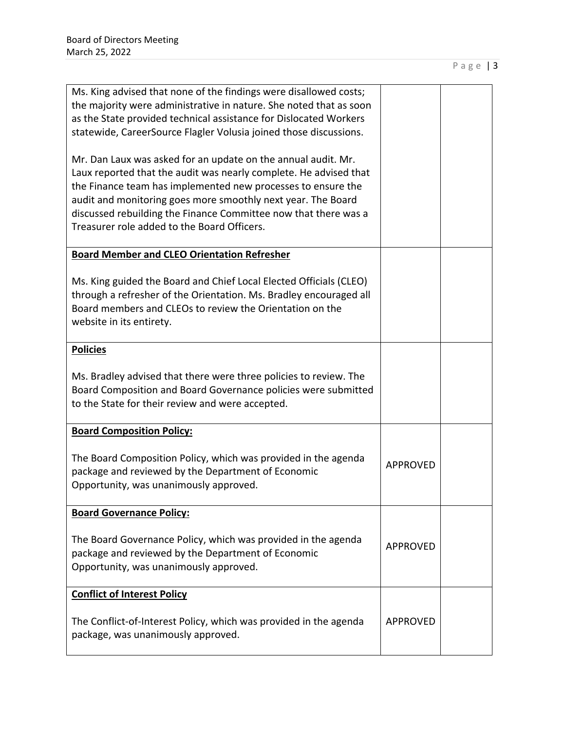| | | |
|---|---|---|
| Ms. King advised that none of the findings were disallowed costs; the majority were administrative in nature. She noted that as soon as the State provided technical assistance for Dislocated Workers statewide, CareerSource Flagler Volusia joined those discussions.<br><br>Mr. Dan Laux was asked for an update on the annual audit. Mr. Laux reported that the audit was nearly complete. He advised that the Finance team has implemented new processes to ensure the audit and monitoring goes more smoothly next year. The Board discussed rebuilding the Finance Committee now that there was a Treasurer role added to the Board Officers. | | |
| **<u>Board Member and CLEO Orientation Refresher</u>**<br><br>Ms. King guided the Board and Chief Local Elected Officials (CLEO) through a refresher of the Orientation. Ms. Bradley encouraged all Board members and CLEOs to review the Orientation on the website in its entirety. | | |
| **<u>Policies</u>**<br><br>Ms. Bradley advised that there were three policies to review. The Board Composition and Board Governance policies were submitted to the State for their review and were accepted. | | |
| **<u>Board Composition Policy:</u>**<br><br>The Board Composition Policy, which was provided in the agenda package and reviewed by the Department of Economic Opportunity, was unanimously approved. | APPROVED | |
| **<u>Board Governance Policy:</u>**<br><br>The Board Governance Policy, which was provided in the agenda package and reviewed by the Department of Economic Opportunity, was unanimously approved. | APPROVED | |
| **<u>Conflict of Interest Policy</u>**<br><br>The Conflict-of-Interest Policy, which was provided in the agenda package, was unanimously approved. | APPROVED | |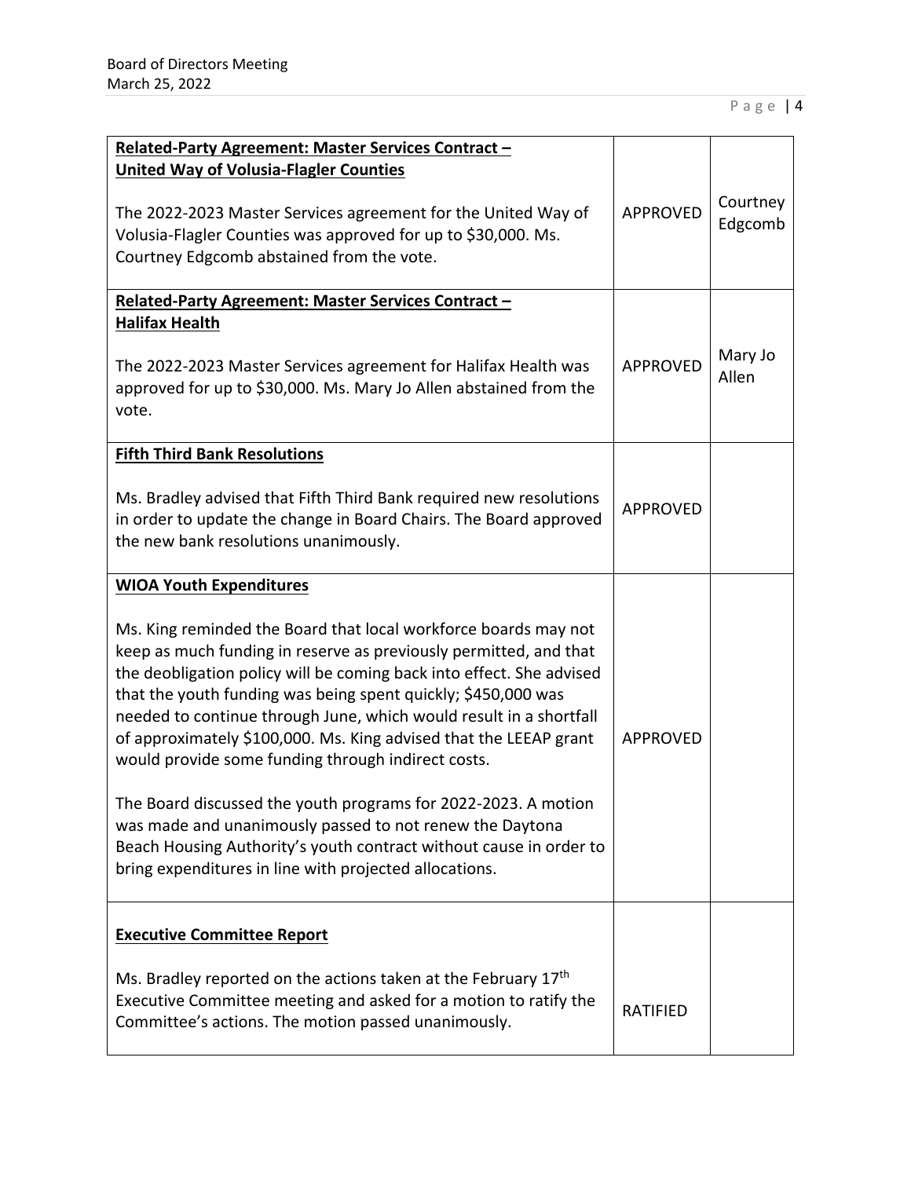| | | |
|---|---|---|
| **Related-Party Agreement: Master Services Contract – United Way of Volusia-Flagler Counties**<br><br>The 2022-2023 Master Services agreement for the United Way of Volusia-Flagler Counties was approved for up to $30,000. Ms. Courtney Edgcomb abstained from the vote. | APPROVED | Courtney Edgcomb |
| **Related-Party Agreement: Master Services Contract – Halifax Health**<br><br>The 2022-2023 Master Services agreement for Halifax Health was approved for up to $30,000. Ms. Mary Jo Allen abstained from the vote. | APPROVED | Mary Jo Allen |
| **Fifth Third Bank Resolutions**<br><br>Ms. Bradley advised that Fifth Third Bank required new resolutions in order to update the change in Board Chairs. The Board approved the new bank resolutions unanimously. | APPROVED | |
| **WIOA Youth Expenditures**<br><br>Ms. King reminded the Board that local workforce boards may not keep as much funding in reserve as previously permitted, and that the deobligation policy will be coming back into effect. She advised that the youth funding was being spent quickly; $450,000 was needed to continue through June, which would result in a shortfall of approximately $100,000. Ms. King advised that the LEEAP grant would provide some funding through indirect costs.<br><br>The Board discussed the youth programs for 2022-2023. A motion was made and unanimously passed to not renew the Daytona Beach Housing Authority's youth contract without cause in order to bring expenditures in line with projected allocations. | APPROVED | |
| **Executive Committee Report**<br><br>Ms. Bradley reported on the actions taken at the February 17th Executive Committee meeting and asked for a motion to ratify the Committee's actions. The motion passed unanimously. | RATIFIED | |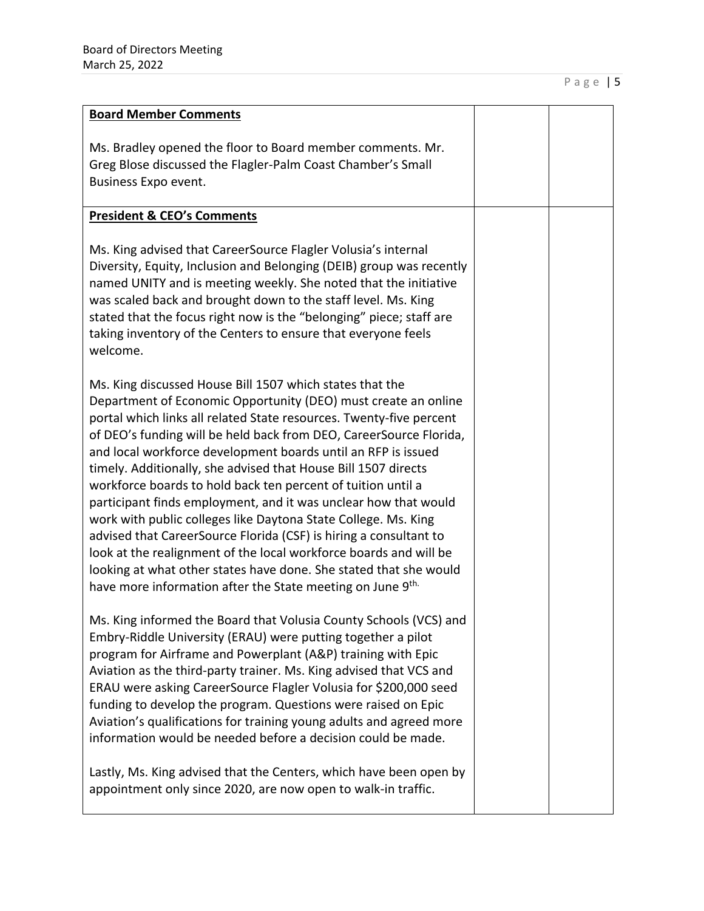| **Board Member Comments**<br><br>Ms. Bradley opened the floor to Board member comments. Mr. Greg Blose discussed the Flagler-Palm Coast Chamber's Small Business Expo event. | | |
|---|---|---|
| **President & CEO's Comments**<br><br>Ms. King advised that CareerSource Flagler Volusia's internal Diversity, Equity, Inclusion and Belonging (DEIB) group was recently named UNITY and is meeting weekly. She noted that the initiative was scaled back and brought down to the staff level. Ms. King stated that the focus right now is the "belonging" piece; staff are taking inventory of the Centers to ensure that everyone feels welcome.<br><br>Ms. King discussed House Bill 1507 which states that the Department of Economic Opportunity (DEO) must create an online portal which links all related State resources. Twenty-five percent of DEO's funding will be held back from DEO, CareerSource Florida, and local workforce development boards until an RFP is issued timely. Additionally, she advised that House Bill 1507 directs workforce boards to hold back ten percent of tuition until a participant finds employment, and it was unclear how that would work with public colleges like Daytona State College. Ms. King advised that CareerSource Florida (CSF) is hiring a consultant to look at the realignment of the local workforce boards and will be looking at what other states have done. She stated that she would have more information after the State meeting on June 9th.<br><br>Ms. King informed the Board that Volusia County Schools (VCS) and Embry-Riddle University (ERAU) were putting together a pilot program for Airframe and Powerplant (A&P) training with Epic Aviation as the third-party trainer. Ms. King advised that VCS and ERAU were asking CareerSource Flagler Volusia for $200,000 seed funding to develop the program. Questions were raised on Epic Aviation's qualifications for training young adults and agreed more information would be needed before a decision could be made.<br><br>Lastly, Ms. King advised that the Centers, which have been open by appointment only since 2020, are now open to walk-in traffic. | | |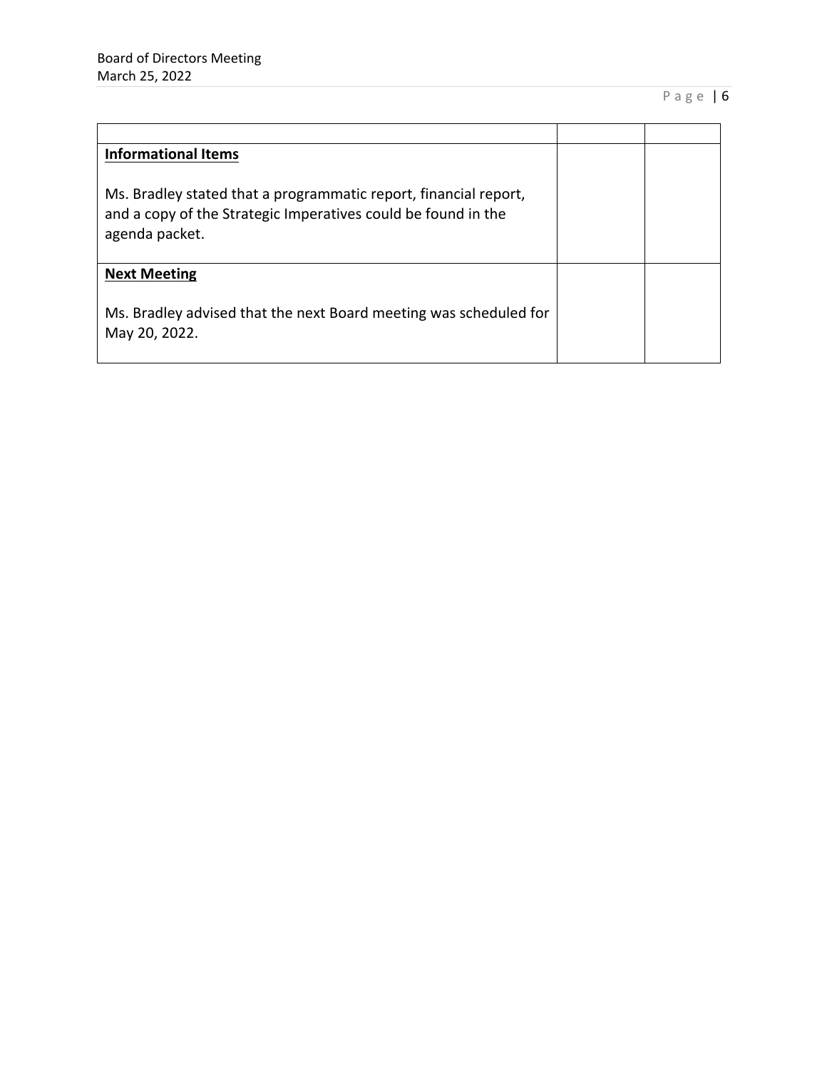| | | |
|---|---|---|
| **Informational Items**<br><br>Ms. Bradley stated that a programmatic report, financial report, and a copy of the Strategic Imperatives could be found in the agenda packet. | | |
| **Next Meeting**<br><br>Ms. Bradley advised that the next Board meeting was scheduled for May 20, 2022. | | |